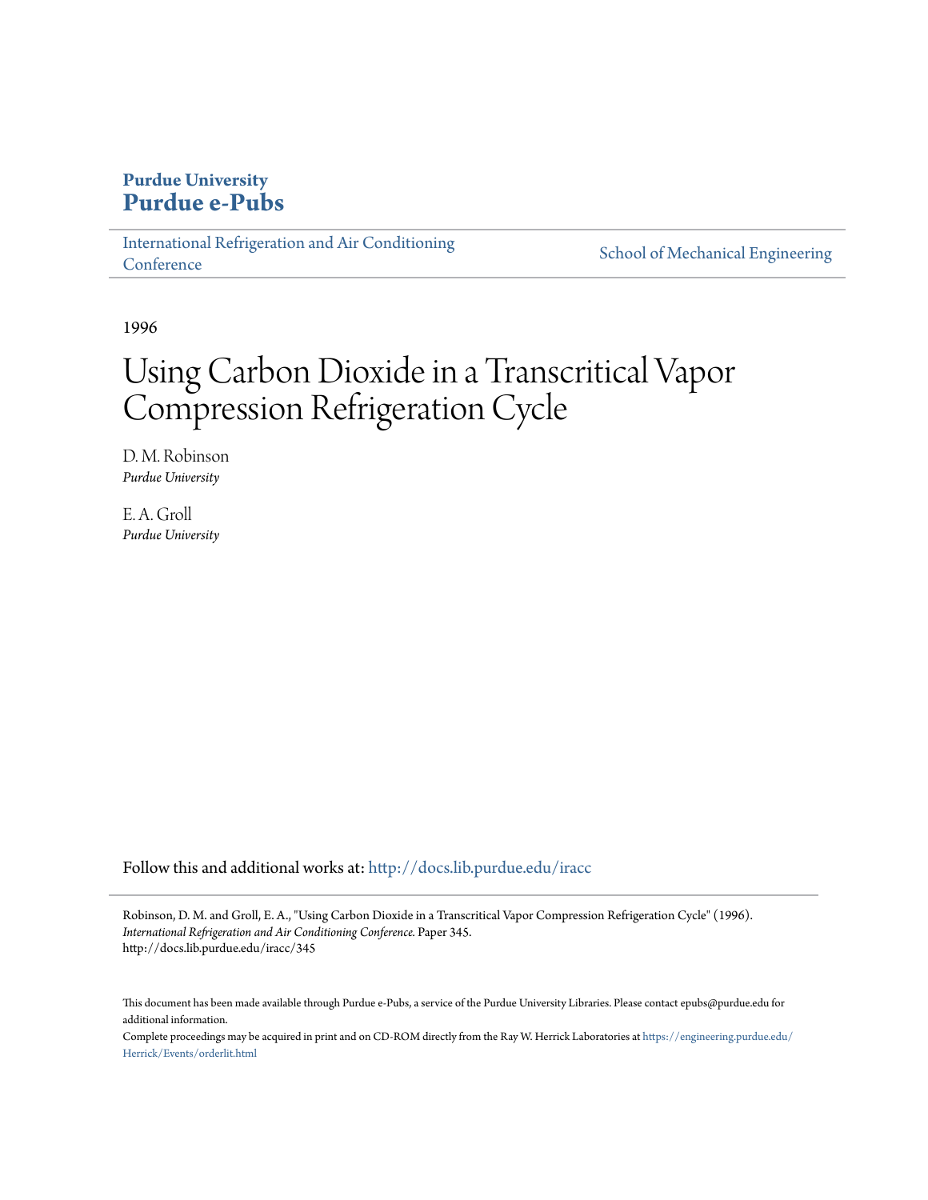**Purdue University**
**Purdue e-Pubs**

International Refrigeration and Air Conditioning Conference | School of Mechanical Engineering

1996

# Using Carbon Dioxide in a Transcritical Vapor Compression Refrigeration Cycle

D. M. Robinson
*Purdue University*

E. A. Groll
*Purdue University*

Follow this and additional works at: http://docs.lib.purdue.edu/iracc

Robinson, D. M. and Groll, E. A., "Using Carbon Dioxide in a Transcritical Vapor Compression Refrigeration Cycle" (1996). *International Refrigeration and Air Conditioning Conference.* Paper 345.
http://docs.lib.purdue.edu/iracc/345

This document has been made available through Purdue e-Pubs, a service of the Purdue University Libraries. Please contact epubs@purdue.edu for additional information.

Complete proceedings may be acquired in print and on CD-ROM directly from the Ray W. Herrick Laboratories at https://engineering.purdue.edu/Herrick/Events/orderlit.html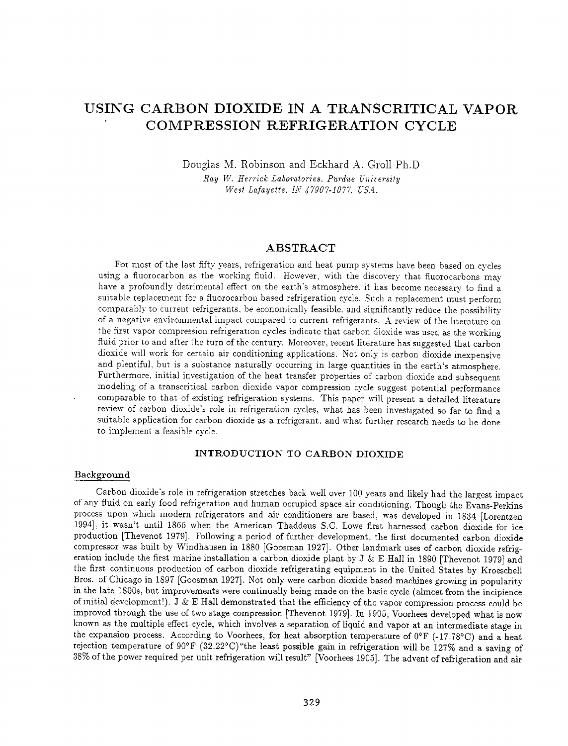# USING CARBON DIOXIDE IN A TRANSCRITICAL VAPOR COMPRESSION REFRIGERATION CYCLE

Douglas M. Robinson and Eckhard A. Groll Ph.D

*Ray W. Herrick Laboratories, Purdue University*
*West Lafayette, IN 47907-1077, USA.*

## ABSTRACT

For most of the last fifty years, refrigeration and heat pump systems have been based on cycles using a fluorocarbon as the working fluid. However, with the discovery that fluorocarbons may have a profoundly detrimental effect on the earth's atmosphere, it has become necessary to find a suitable replacement for a fluorocarbon based refrigeration cycle. Such a replacement must perform comparably to current refrigerants, be economically feasible, and significantly reduce the possibility of a negative environmental impact compared to current refrigerants. A review of the literature on the first vapor compression refrigeration cycles indicate that carbon dioxide was used as the working fluid prior to and after the turn of the century. Moreover, recent literature has suggested that carbon dioxide will work for certain air conditioning applications. Not only is carbon dioxide inexpensive and plentiful, but is a substance naturally occurring in large quantities in the earth's atmosphere. Furthermore, initial investigation of the heat transfer properties of carbon dioxide and subsequent modeling of a transcritical carbon dioxide vapor compression cycle suggest potential performance comparable to that of existing refrigeration systems. This paper will present a detailed literature review of carbon dioxide's role in refrigeration cycles, what has been investigated so far to find a suitable application for carbon dioxide as a refrigerant, and what further research needs to be done to implement a feasible cycle.

## INTRODUCTION TO CARBON DIOXIDE

### Background

Carbon dioxide's role in refrigeration stretches back well over 100 years and likely had the largest impact of any fluid on early food refrigeration and human occupied space air conditioning. Though the Evans-Perkins process upon which modern refrigerators and air conditioners are based, was developed in 1834 [Lorentzen 1994], it wasn't until 1866 when the American Thaddeus S.C. Lowe first harnessed carbon dioxide for ice production [Thevenot 1979]. Following a period of further development, the first documented carbon dioxide compressor was built by Windhausen in 1880 [Goosman 1927]. Other landmark uses of carbon dioxide refrigeration include the first marine installation a carbon dioxide plant by J & E Hall in 1890 [Thevenot 1979] and the first continuous production of carbon dioxide refrigerating equipment in the United States by Kroeschell Bros. of Chicago in 1897 [Goosman 1927]. Not only were carbon dioxide based machines growing in popularity in the late 1800s, but improvements were continually being made on the basic cycle (almost from the incipience of initial development!). J & E Hall demonstrated that the efficiency of the vapor compression process could be improved through the use of two stage compression [Thevenot 1979]. In 1905, Voorhees developed what is now known as the multiple effect cycle, which involves a separation of liquid and vapor at an intermediate stage in the expansion process. According to Voorhees, for heat absorption temperature of 0°F (-17.78°C) and a heat rejection temperature of 90°F (32.22°C)"the least possible gain in refrigeration will be 127% and a saving of 38% of the power required per unit refrigeration will result" [Voorhees 1905]. The advent of refrigeration and air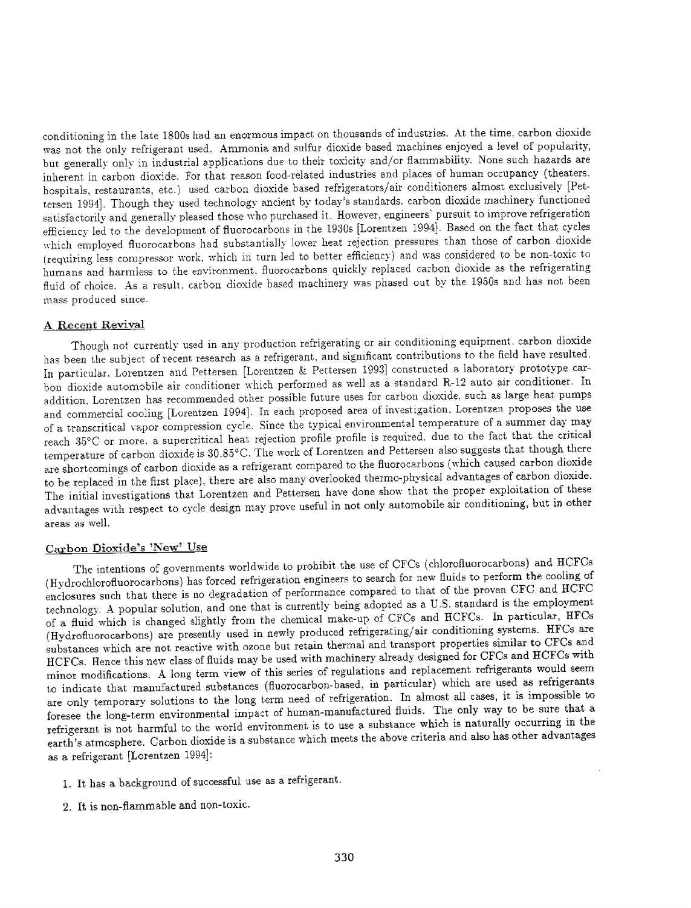conditioning in the late 1800s had an enormous impact on thousands of industries. At the time, carbon dioxide was not the only refrigerant used. Ammonia and sulfur dioxide based machines enjoyed a level of popularity, but generally only in industrial applications due to their toxicity and/or flammability. None such hazards are inherent in carbon dioxide. For that reason food-related industries and places of human occupancy (theaters, hospitals, restaurants, etc.) used carbon dioxide based refrigerators/air conditioners almost exclusively [Pettersen 1994]. Though they used technology ancient by today's standards, carbon dioxide machinery functioned satisfactorily and generally pleased those who purchased it. However, engineers' pursuit to improve refrigeration efficiency led to the development of fluorocarbons in the 1930s [Lorentzen 1994]. Based on the fact that cycles which employed fluorocarbons had substantially lower heat rejection pressures than those of carbon dioxide (requiring less compressor work, which in turn led to better efficiency) and was considered to be non-toxic to humans and harmless to the environment, fluorocarbons quickly replaced carbon dioxide as the refrigerating fluid of choice. As a result, carbon dioxide based machinery was phased out by the 1950s and has not been mass produced since.

### A Recent Revival

Though not currently used in any production refrigerating or air conditioning equipment, carbon dioxide has been the subject of recent research as a refrigerant, and significant contributions to the field have resulted. In particular, Lorentzen and Pettersen [Lorentzen & Pettersen 1993] constructed a laboratory prototype carbon dioxide automobile air conditioner which performed as well as a standard R-12 auto air conditioner. In addition, Lorentzen has recommended other possible future uses for carbon dioxide, such as large heat pumps and commercial cooling [Lorentzen 1994]. In each proposed area of investigation, Lorentzen proposes the use of a transcritical vapor compression cycle. Since the typical environmental temperature of a summer day may reach 35°C or more, a supercritical heat rejection profile profile is required, due to the fact that the critical temperature of carbon dioxide is 30.85°C. The work of Lorentzen and Pettersen also suggests that though there are shortcomings of carbon dioxide as a refrigerant compared to the fluorocarbons (which caused carbon dioxide to be replaced in the first place), there are also many overlooked thermo-physical advantages of carbon dioxide. The initial investigations that Lorentzen and Pettersen have done show that the proper exploitation of these advantages with respect to cycle design may prove useful in not only automobile air conditioning, but in other areas as well.

### Carbon Dioxide's 'New' Use

The intentions of governments worldwide to prohibit the use of CFCs (chlorofluorocarbons) and HCFCs (Hydrochlorofluorocarbons) has forced refrigeration engineers to search for new fluids to perform the cooling of enclosures such that there is no degradation of performance compared to that of the proven CFC and HCFC technology. A popular solution, and one that is currently being adopted as a U.S. standard is the employment of a fluid which is changed slightly from the chemical make-up of CFCs and HCFCs. In particular, HFCs (Hydrofluorocarbons) are presently used in newly produced refrigerating/air conditioning systems. HFCs are substances which are not reactive with ozone but retain thermal and transport properties similar to CFCs and HCFCs. Hence this new class of fluids may be used with machinery already designed for CFCs and HCFCs with minor modifications. A long term view of this series of regulations and replacement refrigerants would seem to indicate that manufactured substances (fluorocarbon-based, in particular) which are used as refrigerants are only temporary solutions to the long term need of refrigeration. In almost all cases, it is impossible to foresee the long-term environmental impact of human-manufactured fluids. The only way to be sure that a refrigerant is not harmful to the world environment is to use a substance which is naturally occurring in the earth's atmosphere. Carbon dioxide is a substance which meets the above criteria and also has other advantages as a refrigerant [Lorentzen 1994]:

1. It has a background of successful use as a refrigerant.
2. It is non-flammable and non-toxic.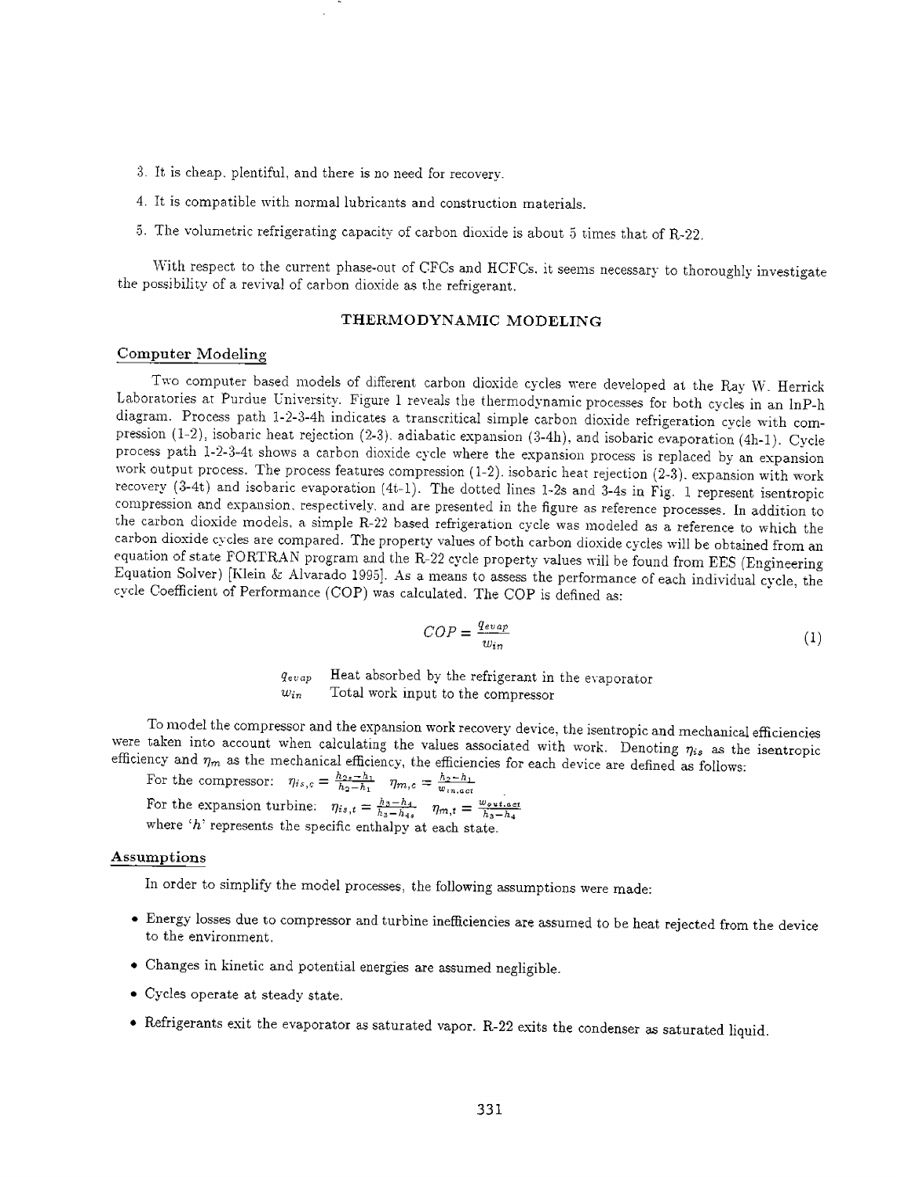3. It is cheap, plentiful, and there is no need for recovery.

4. It is compatible with normal lubricants and construction materials.

5. The volumetric refrigerating capacity of carbon dioxide is about 5 times that of R-22.

With respect to the current phase-out of CFCs and HCFCs, it seems necessary to thoroughly investigate the possibility of a revival of carbon dioxide as the refrigerant.

## THERMODYNAMIC MODELING

### Computer Modeling

Two computer based models of different carbon dioxide cycles were developed at the Ray W. Herrick Laboratories at Purdue University. Figure 1 reveals the thermodynamic processes for both cycles in an lnP-h diagram. Process path 1-2-3-4h indicates a transcritical simple carbon dioxide refrigeration cycle with compression (1-2), isobaric heat rejection (2-3), adiabatic expansion (3-4h), and isobaric evaporation (4h-1). Cycle process path 1-2-3-4t shows a carbon dioxide cycle where the expansion process is replaced by an expansion work output process. The process features compression (1-2), isobaric heat rejection (2-3), expansion with work recovery (3-4t) and isobaric evaporation (4t-1). The dotted lines 1-2s and 3-4s in Fig. 1 represent isentropic compression and expansion, respectively, and are presented in the figure as reference processes. In addition to the carbon dioxide models, a simple R-22 based refrigeration cycle was modeled as a reference to which the carbon dioxide cycles are compared. The property values of both carbon dioxide cycles will be obtained from an equation of state FORTRAN program and the R-22 cycle property values will be found from EES (Engineering Equation Solver) [Klein & Alvarado 1995]. As a means to assess the performance of each individual cycle, the cycle Coefficient of Performance (COP) was calculated. The COP is defined as:

$$COP = \frac{q_{evap}}{w_{in}} \tag{1}$$

$q_{evap}$ Heat absorbed by the refrigerant in the evaporator
$w_{in}$ Total work input to the compressor

To model the compressor and the expansion work recovery device, the isentropic and mechanical efficiencies were taken into account when calculating the values associated with work. Denoting $\eta_{is}$ as the isentropic efficiency and $\eta_m$ as the mechanical efficiency, the efficiencies for each device are defined as follows:

For the compressor: $\eta_{is,c} = \frac{h_{2s}-h_1}{h_2-h_1}$ $\eta_{m,c} = \frac{h_2-h_1}{w_{in,act}}$

For the expansion turbine: $\eta_{is,t} = \frac{h_3-h_4}{h_3-h_{4s}}$ $\eta_{m,t} = \frac{w_{out,act}}{h_3-h_4}$

where '$h$' represents the specific enthalpy at each state.

### Assumptions

In order to simplify the model processes, the following assumptions were made:

- Energy losses due to compressor and turbine inefficiencies are assumed to be heat rejected from the device to the environment.
- Changes in kinetic and potential energies are assumed negligible.
- Cycles operate at steady state.
- Refrigerants exit the evaporator as saturated vapor. R-22 exits the condenser as saturated liquid.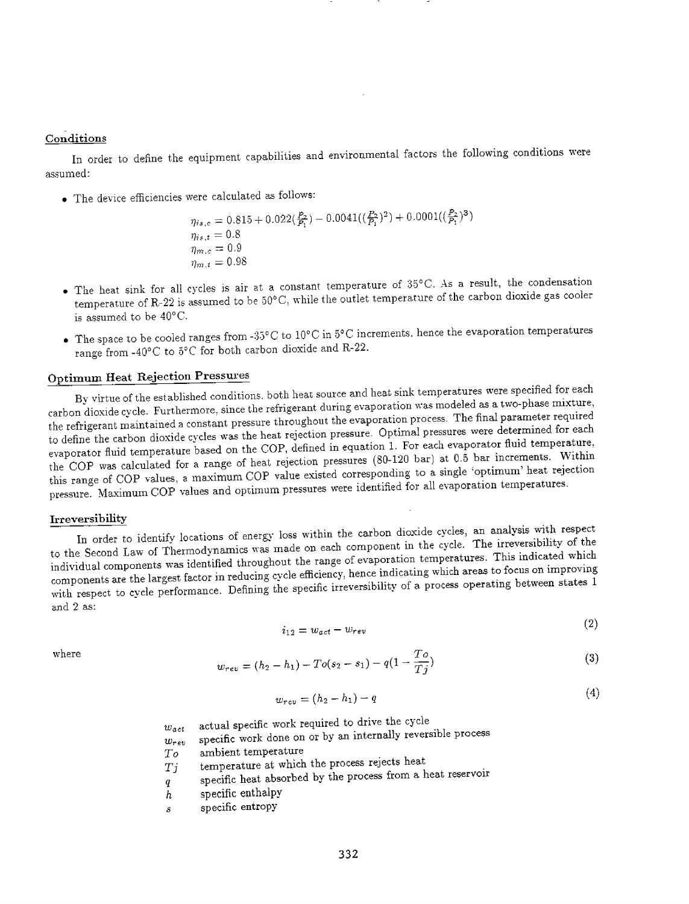## Conditions

In order to define the equipment capabilities and environmental factors the following conditions were assumed:

- The device efficiencies were calculated as follows:

$$\eta_{is,c} = 0.815 + 0.022(\frac{P_2}{P_1}) - 0.0041((\frac{P_2}{P_1})^2) + 0.0001((\frac{P_2}{P_1})^3)$$
$$\eta_{is,t} = 0.8$$
$$\eta_{m,c} = 0.9$$
$$\eta_{m,t} = 0.98$$

- The heat sink for all cycles is air at a constant temperature of 35°C. As a result, the condensation temperature of R-22 is assumed to be 50°C, while the outlet temperature of the carbon dioxide gas cooler is assumed to be 40°C.
- The space to be cooled ranges from -35°C to 10°C in 5°C increments, hence the evaporation temperatures range from -40°C to 5°C for both carbon dioxide and R-22.

## Optimum Heat Rejection Pressures

By virtue of the established conditions, both heat source and heat sink temperatures were specified for each carbon dioxide cycle. Furthermore, since the refrigerant during evaporation was modeled as a two-phase mixture, the refrigerant maintained a constant pressure throughout the evaporation process. The final parameter required to define the carbon dioxide cycles was the heat rejection pressure. Optimal pressures were determined for each evaporator fluid temperature based on the COP, defined in equation 1. For each evaporator fluid temperature, the COP was calculated for a range of heat rejection pressures (80-120 bar) at 0.5 bar increments. Within this range of COP values, a maximum COP value existed corresponding to a single 'optimum' heat rejection pressure. Maximum COP values and optimum pressures were identified for all evaporation temperatures.

## Irreversibility

In order to identify locations of energy loss within the carbon dioxide cycles, an analysis with respect to the Second Law of Thermodynamics was made on each component in the cycle. The irreversibility of the individual components was identified throughout the range of evaporation temperatures. This indicated which components are the largest factor in reducing cycle efficiency, hence indicating which areas to focus on improving with respect to cycle performance. Defining the specific irreversibility of a process operating between states 1 and 2 as:

$$i_{12} = w_{act} - w_{rev} \tag{2}$$

where

$$w_{rev} = (h_2 - h_1) - To(s_2 - s_1) - q(1 - \frac{To}{Tj}) \tag{3}$$

$$w_{rev} = (h_2 - h_1) - q \tag{4}$$

- $w_{act}$ actual specific work required to drive the cycle
- $w_{rev}$ specific work done on or by an internally reversible process
- $To$ ambient temperature
- $Tj$ temperature at which the process rejects heat
- $q$ specific heat absorbed by the process from a heat reservoir
- $h$ specific enthalpy
- $s$ specific entropy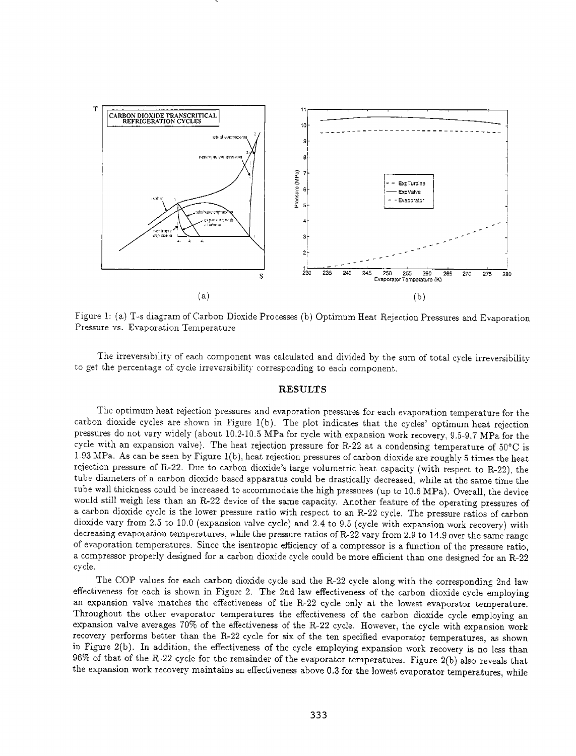Figure 1: (a) T-s diagram of Carbon Dioxide Processes (b) Optimum Heat Rejection Pressures and Evaporation Pressure vs. Evaporation Temperature

The irreversibility of each component was calculated and divided by the sum of total cycle irreversibility to get the percentage of cycle irreversibility corresponding to each component.

## RESULTS

The optimum heat rejection pressures and evaporation pressures for each evaporation temperature for the carbon dioxide cycles are shown in Figure 1(b). The plot indicates that the cycles' optimum heat rejection pressures do not vary widely (about 10.2-10.5 MPa for cycle with expansion work recovery, 9.5-9.7 MPa for the cycle with an expansion valve). The heat rejection pressure for R-22 at a condensing temperature of 50°C is 1.93 MPa. As can be seen by Figure 1(b), heat rejection pressures of carbon dioxide are roughly 5 times the heat rejection pressure of R-22. Due to carbon dioxide's large volumetric heat capacity (with respect to R-22), the tube diameters of a carbon dioxide based apparatus could be drastically decreased, while at the same time the tube wall thickness could be increased to accommodate the high pressures (up to 10.6 MPa). Overall, the device would still weigh less than an R-22 device of the same capacity. Another feature of the operating pressures of a carbon dioxide cycle is the lower pressure ratio with respect to an R-22 cycle. The pressure ratios of carbon dioxide vary from 2.5 to 10.0 (expansion valve cycle) and 2.4 to 9.5 (cycle with expansion work recovery) with decreasing evaporation temperatures, while the pressure ratios of R-22 vary from 2.9 to 14.9 over the same range of evaporation temperatures. Since the isentropic efficiency of a compressor is a function of the pressure ratio, a compressor properly designed for a carbon dioxide cycle could be more efficient than one designed for an R-22 cycle.

The COP values for each carbon dioxide cycle and the R-22 cycle along with the corresponding 2nd law effectiveness for each is shown in Figure 2. The 2nd law effectiveness of the carbon dioxide cycle employing an expansion valve matches the effectiveness of the R-22 cycle only at the lowest evaporator temperature. Throughout the other evaporator temperatures the effectiveness of the carbon dioxide cycle employing an expansion valve averages 70% of the effectiveness of the R-22 cycle. However, the cycle with expansion work recovery performs better than the R-22 cycle for six of the ten specified evaporator temperatures, as shown in Figure 2(b). In addition, the effectiveness of the cycle employing expansion work recovery is no less than 96% of that of the R-22 cycle for the remainder of the evaporator temperatures. Figure 2(b) also reveals that the expansion work recovery maintains an effectiveness above 0.3 for the lowest evaporator temperatures, while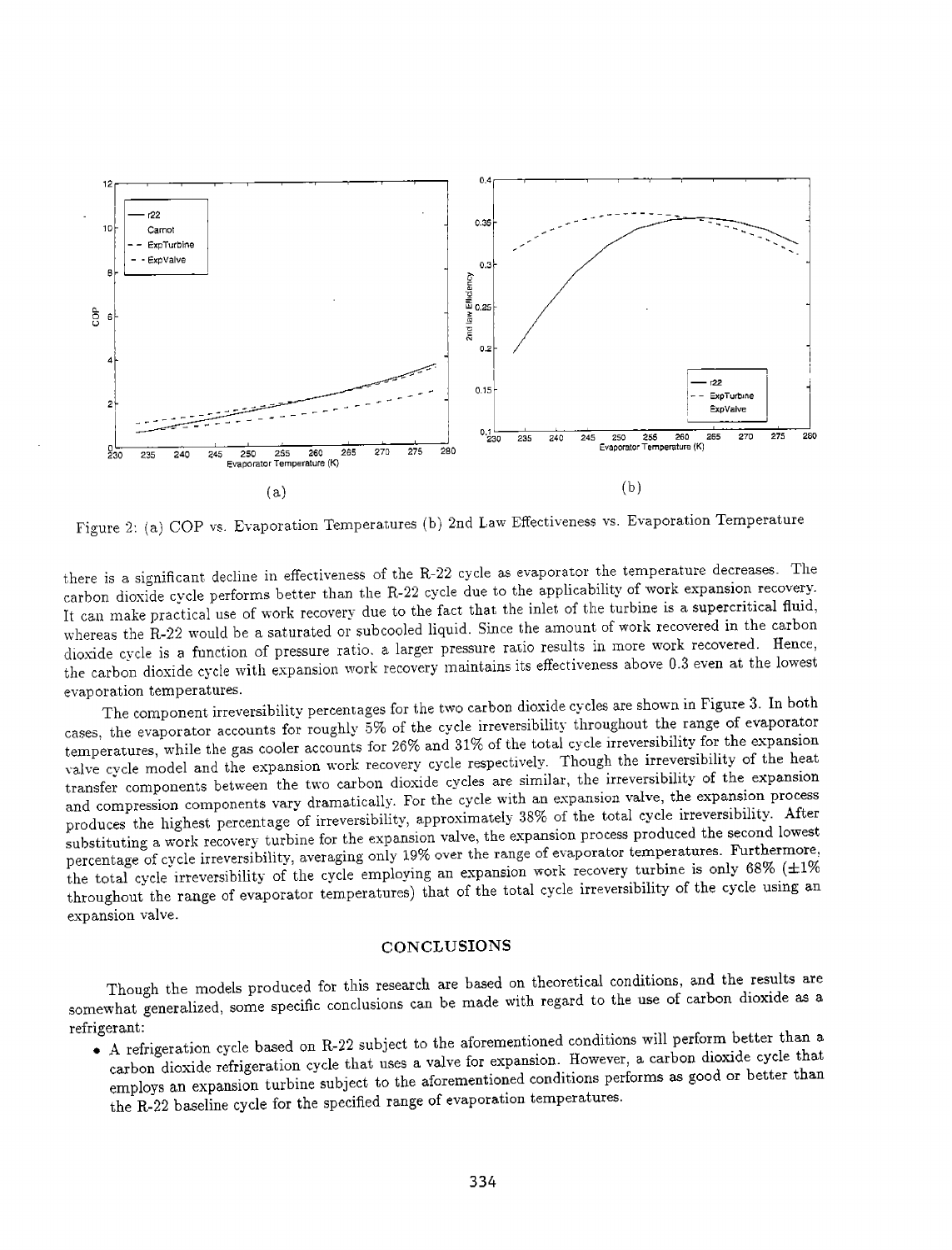Figure 2: (a) COP vs. Evaporation Temperatures (b) 2nd Law Effectiveness vs. Evaporation Temperature

there is a significant decline in effectiveness of the R-22 cycle as evaporator the temperature decreases. The carbon dioxide cycle performs better than the R-22 cycle due to the applicability of work expansion recovery. It can make practical use of work recovery due to the fact that the inlet of the turbine is a supercritical fluid, whereas the R-22 would be a saturated or subcooled liquid. Since the amount of work recovered in the carbon dioxide cycle is a function of pressure ratio, a larger pressure ratio results in more work recovered. Hence, the carbon dioxide cycle with expansion work recovery maintains its effectiveness above 0.3 even at the lowest evaporation temperatures.

The component irreversibility percentages for the two carbon dioxide cycles are shown in Figure 3. In both cases, the evaporator accounts for roughly 5% of the cycle irreversibility throughout the range of evaporator temperatures, while the gas cooler accounts for 26% and 31% of the total cycle irreversibility for the expansion valve cycle model and the expansion work recovery cycle respectively. Though the irreversibility of the heat transfer components between the two carbon dioxide cycles are similar, the irreversibility of the expansion and compression components vary dramatically. For the cycle with an expansion valve, the expansion process produces the highest percentage of irreversibility, approximately 38% of the total cycle irreversibility. After substituting a work recovery turbine for the expansion valve, the expansion process produced the second lowest percentage of cycle irreversibility, averaging only 19% over the range of evaporator temperatures. Furthermore, the total cycle irreversibility of the cycle employing an expansion work recovery turbine is only 68% (±1% throughout the range of evaporator temperatures) that of the total cycle irreversibility of the cycle using an expansion valve.

## CONCLUSIONS

Though the models produced for this research are based on theoretical conditions, and the results are somewhat generalized, some specific conclusions can be made with regard to the use of carbon dioxide as a refrigerant:

- A refrigeration cycle based on R-22 subject to the aforementioned conditions will perform better than a carbon dioxide refrigeration cycle that uses a valve for expansion. However, a carbon dioxide cycle that employs an expansion turbine subject to the aforementioned conditions performs as good or better than the R-22 baseline cycle for the specified range of evaporation temperatures.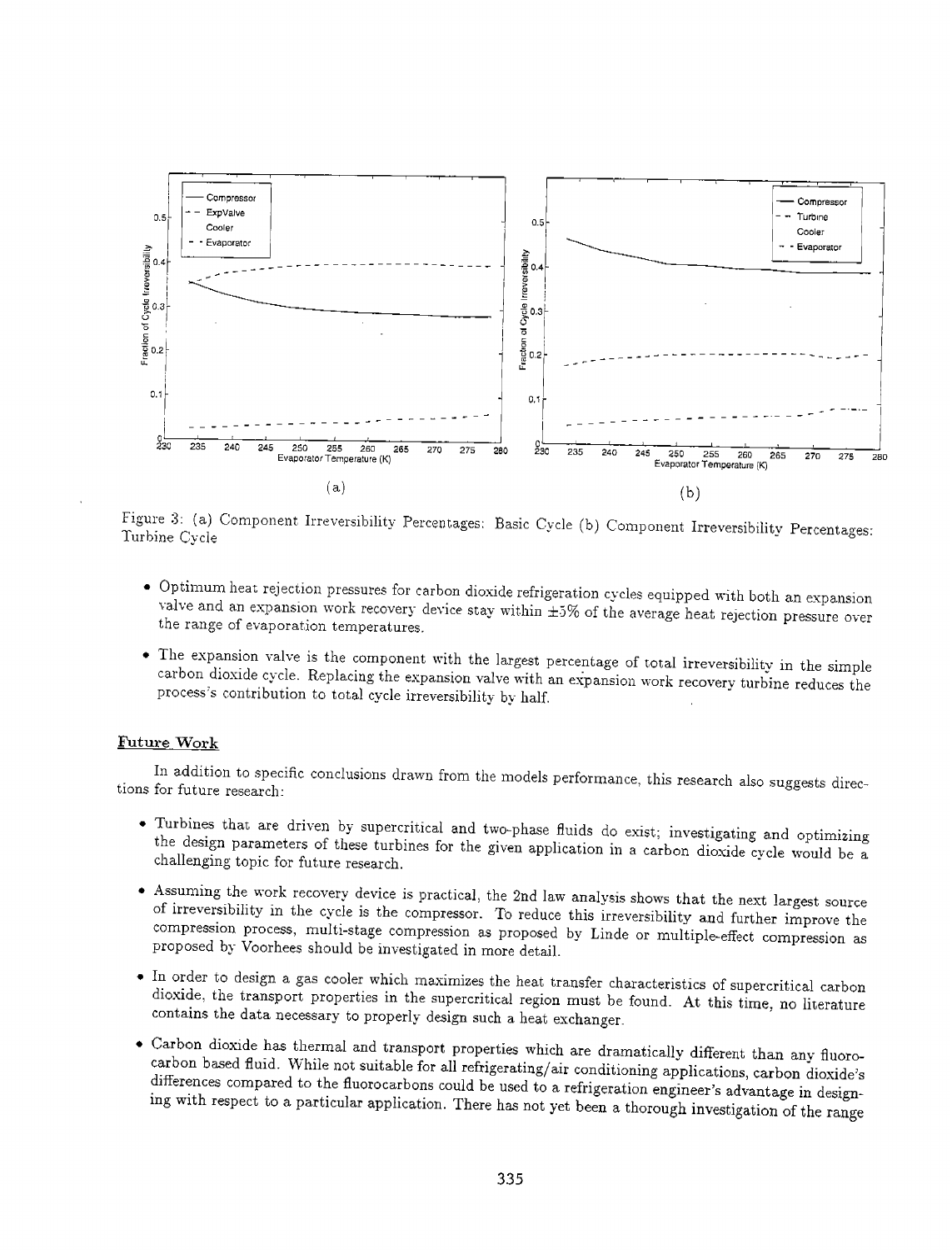Figure 3: (a) Component Irreversibility Percentages: Basic Cycle (b) Component Irreversibility Percentages: Turbine Cycle

- Optimum heat rejection pressures for carbon dioxide refrigeration cycles equipped with both an expansion valve and an expansion work recovery device stay within ±5% of the average heat rejection pressure over the range of evaporation temperatures.
- The expansion valve is the component with the largest percentage of total irreversibility in the simple carbon dioxide cycle. Replacing the expansion valve with an expansion work recovery turbine reduces the process's contribution to total cycle irreversibility by half.

## Future Work

In addition to specific conclusions drawn from the models performance, this research also suggests directions for future research:

- Turbines that are driven by supercritical and two-phase fluids do exist; investigating and optimizing the design parameters of these turbines for the given application in a carbon dioxide cycle would be a challenging topic for future research.
- Assuming the work recovery device is practical, the 2nd law analysis shows that the next largest source of irreversibility in the cycle is the compressor. To reduce this irreversibility and further improve the compression process, multi-stage compression as proposed by Linde or multiple-effect compression as proposed by Voorhees should be investigated in more detail.
- In order to design a gas cooler which maximizes the heat transfer characteristics of supercritical carbon dioxide, the transport properties in the supercritical region must be found. At this time, no literature contains the data necessary to properly design such a heat exchanger.
- Carbon dioxide has thermal and transport properties which are dramatically different than any fluorocarbon based fluid. While not suitable for all refrigerating/air conditioning applications, carbon dioxide's differences compared to the fluorocarbons could be used to a refrigeration engineer's advantage in designing with respect to a particular application. There has not yet been a thorough investigation of the range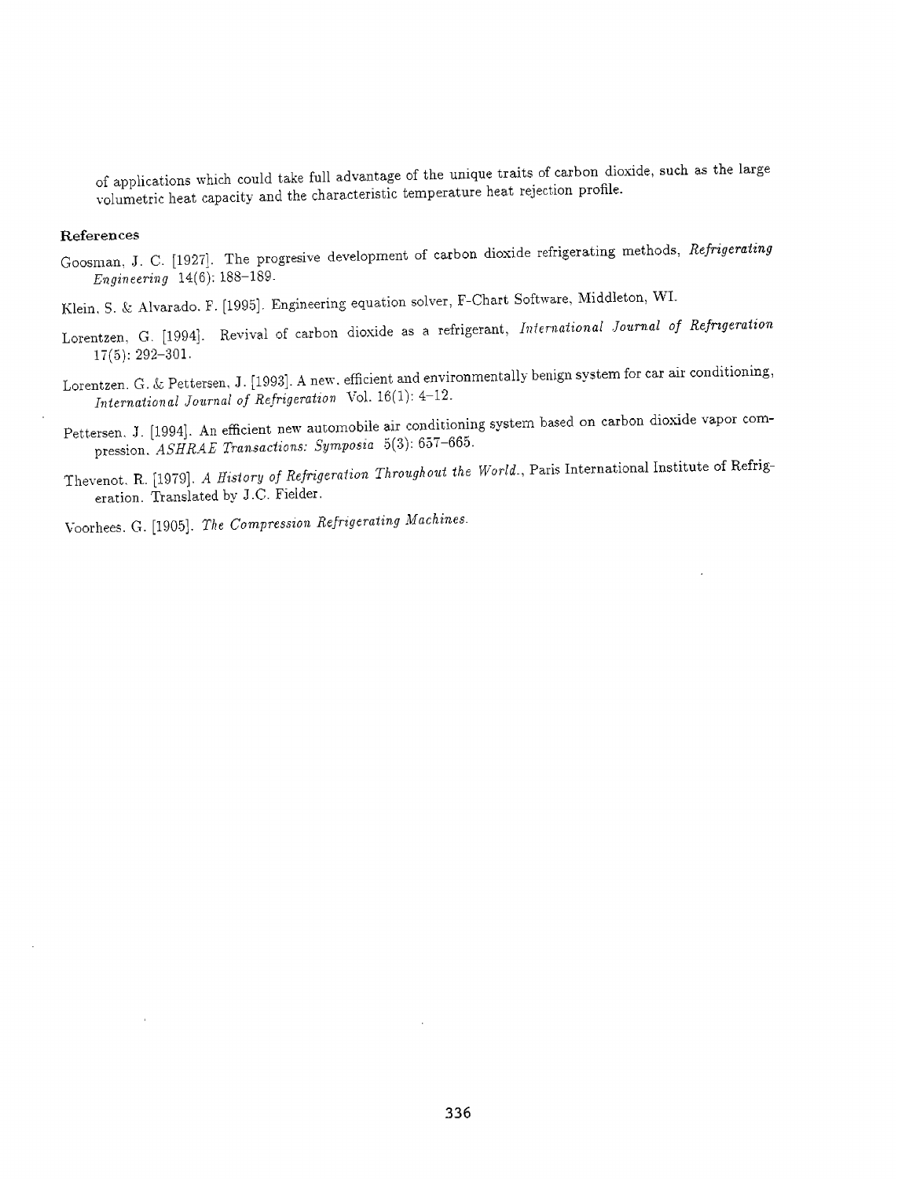of applications which could take full advantage of the unique traits of carbon dioxide, such as the large volumetric heat capacity and the characteristic temperature heat rejection profile.

**References**

Goosman, J. C. [1927]. The progresive development of carbon dioxide refrigerating methods, *Refrigerating Engineering* 14(6): 188–189.

Klein, S. & Alvarado, F. [1995]. Engineering equation solver, F-Chart Software, Middleton, WI.

Lorentzen, G. [1994]. Revival of carbon dioxide as a refrigerant, *International Journal of Refrigeration* 17(5): 292–301.

Lorentzen, G. & Pettersen, J. [1993]. A new, efficient and environmentally benign system for car air conditioning, *International Journal of Refrigeration* Vol. 16(1): 4–12.

Pettersen, J. [1994]. An efficient new automobile air conditioning system based on carbon dioxide vapor compression, *ASHRAE Transactions: Symposia* 5(3): 657–665.

Thevenot, R. [1979]. *A History of Refrigeration Throughout the World.*, Paris International Institute of Refrigeration. Translated by J.C. Fielder.

Voorhees, G. [1905]. *The Compression Refrigerating Machines.*